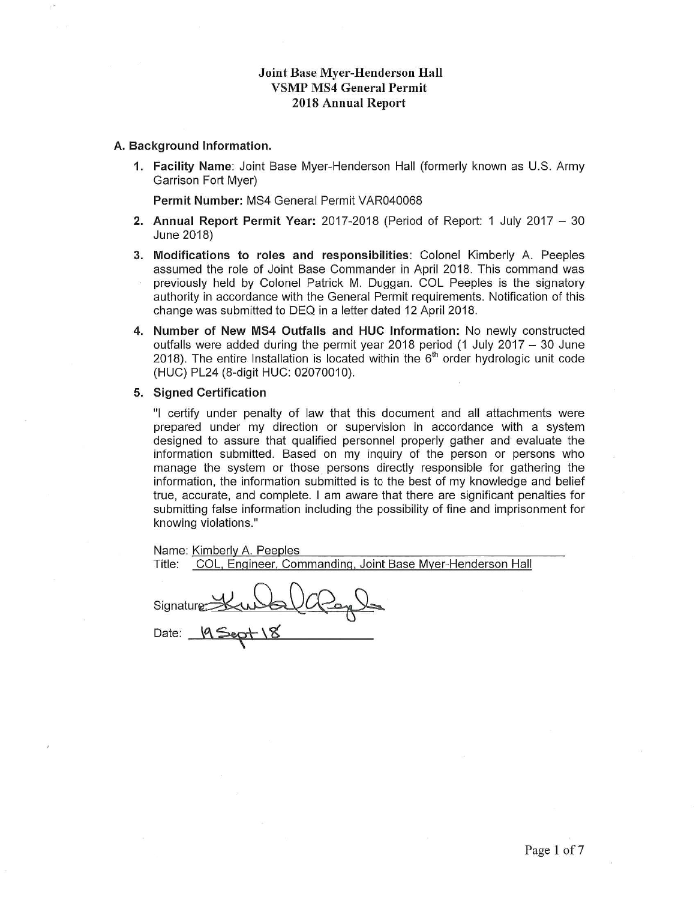# Joint Base Myer-Henderson Hall
## VSMP MS4 General Permit
## 2018 Annual Report

### A. Background Information.

1. **Facility Name**: Joint Base Myer-Henderson Hall (formerly known as U.S. Army Garrison Fort Myer)

   **Permit Number:** MS4 General Permit VAR040068

2. **Annual Report Permit Year:** 2017-2018 (Period of Report: 1 July 2017 – 30 June 2018)

3. **Modifications to roles and responsibilities**: Colonel Kimberly A. Peeples assumed the role of Joint Base Commander in April 2018. This command was previously held by Colonel Patrick M. Duggan. COL Peeples is the signatory authority in accordance with the General Permit requirements. Notification of this change was submitted to DEQ in a letter dated 12 April 2018.

4. **Number of New MS4 Outfalls and HUC Information:** No newly constructed outfalls were added during the permit year 2018 period (1 July 2017 – 30 June 2018). The entire Installation is located within the 6th order hydrologic unit code (HUC) PL24 (8-digit HUC: 02070010).

5. **Signed Certification**

   "I certify under penalty of law that this document and all attachments were prepared under my direction or supervision in accordance with a system designed to assure that qualified personnel properly gather and evaluate the information submitted. Based on my inquiry of the person or persons who manage the system or those persons directly responsible for gathering the information, the information submitted is to the best of my knowledge and belief true, accurate, and complete. I am aware that there are significant penalties for submitting false information including the possibility of fine and imprisonment for knowing violations."

   Name: Kimberly A. Peeples

   Title: COL, Engineer, Commanding, Joint Base Myer-Henderson Hall

   Signature: [signature]

   Date: 19 Sept 18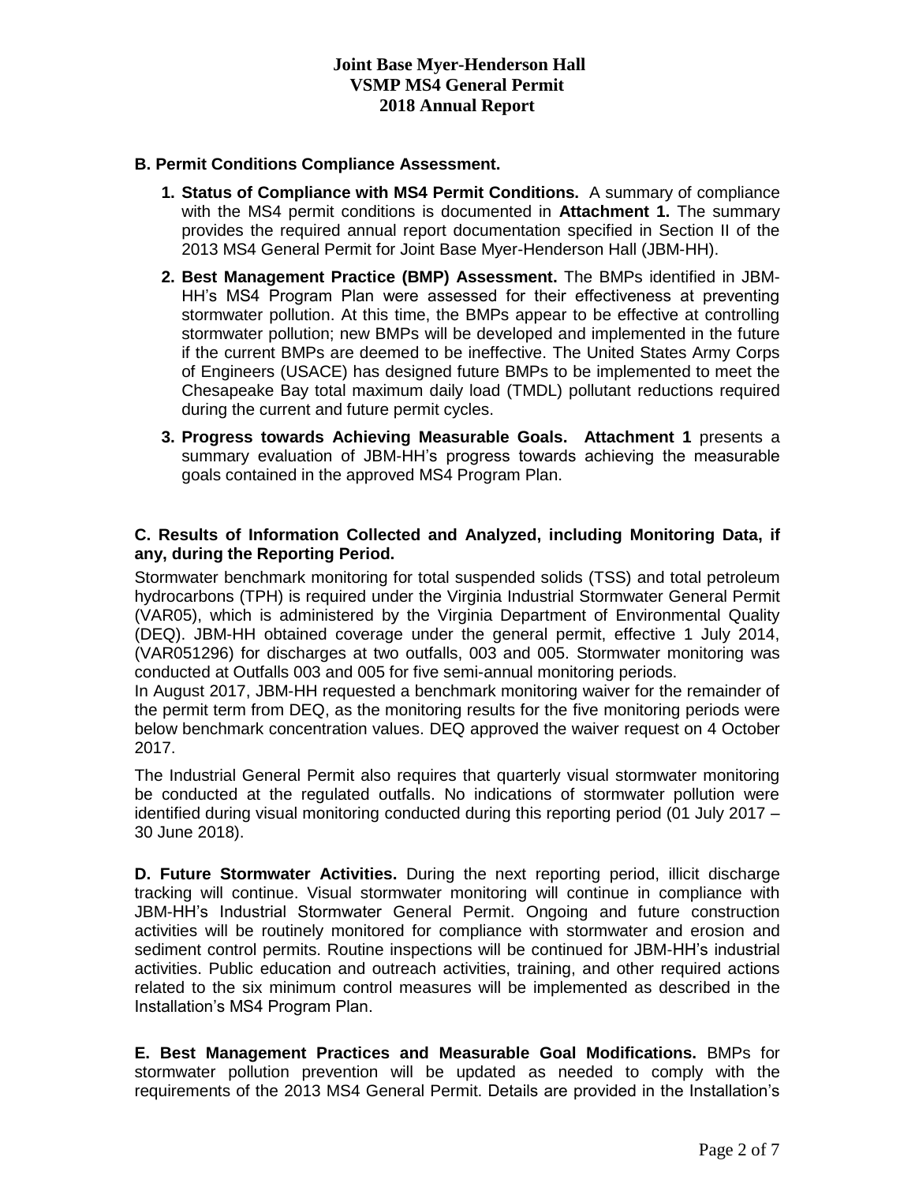**B. Permit Conditions Compliance Assessment.**

1. **Status of Compliance with MS4 Permit Conditions.** A summary of compliance with the MS4 permit conditions is documented in **Attachment 1.** The summary provides the required annual report documentation specified in Section II of the 2013 MS4 General Permit for Joint Base Myer-Henderson Hall (JBM-HH).

2. **Best Management Practice (BMP) Assessment.** The BMPs identified in JBM-HH's MS4 Program Plan were assessed for their effectiveness at preventing stormwater pollution. At this time, the BMPs appear to be effective at controlling stormwater pollution; new BMPs will be developed and implemented in the future if the current BMPs are deemed to be ineffective. The United States Army Corps of Engineers (USACE) has designed future BMPs to be implemented to meet the Chesapeake Bay total maximum daily load (TMDL) pollutant reductions required during the current and future permit cycles.

3. **Progress towards Achieving Measurable Goals. Attachment 1** presents a summary evaluation of JBM-HH's progress towards achieving the measurable goals contained in the approved MS4 Program Plan.

**C. Results of Information Collected and Analyzed, including Monitoring Data, if any, during the Reporting Period.**

Stormwater benchmark monitoring for total suspended solids (TSS) and total petroleum hydrocarbons (TPH) is required under the Virginia Industrial Stormwater General Permit (VAR05), which is administered by the Virginia Department of Environmental Quality (DEQ). JBM-HH obtained coverage under the general permit, effective 1 July 2014, (VAR051296) for discharges at two outfalls, 003 and 005. Stormwater monitoring was conducted at Outfalls 003 and 005 for five semi-annual monitoring periods.

In August 2017, JBM-HH requested a benchmark monitoring waiver for the remainder of the permit term from DEQ, as the monitoring results for the five monitoring periods were below benchmark concentration values. DEQ approved the waiver request on 4 October 2017.

The Industrial General Permit also requires that quarterly visual stormwater monitoring be conducted at the regulated outfalls. No indications of stormwater pollution were identified during visual monitoring conducted during this reporting period (01 July 2017 – 30 June 2018).

**D. Future Stormwater Activities.** During the next reporting period, illicit discharge tracking will continue. Visual stormwater monitoring will continue in compliance with JBM-HH's Industrial Stormwater General Permit. Ongoing and future construction activities will be routinely monitored for compliance with stormwater and erosion and sediment control permits. Routine inspections will be continued for JBM-HH's industrial activities. Public education and outreach activities, training, and other required actions related to the six minimum control measures will be implemented as described in the Installation's MS4 Program Plan.

**E. Best Management Practices and Measurable Goal Modifications.** BMPs for stormwater pollution prevention will be updated as needed to comply with the requirements of the 2013 MS4 General Permit. Details are provided in the Installation's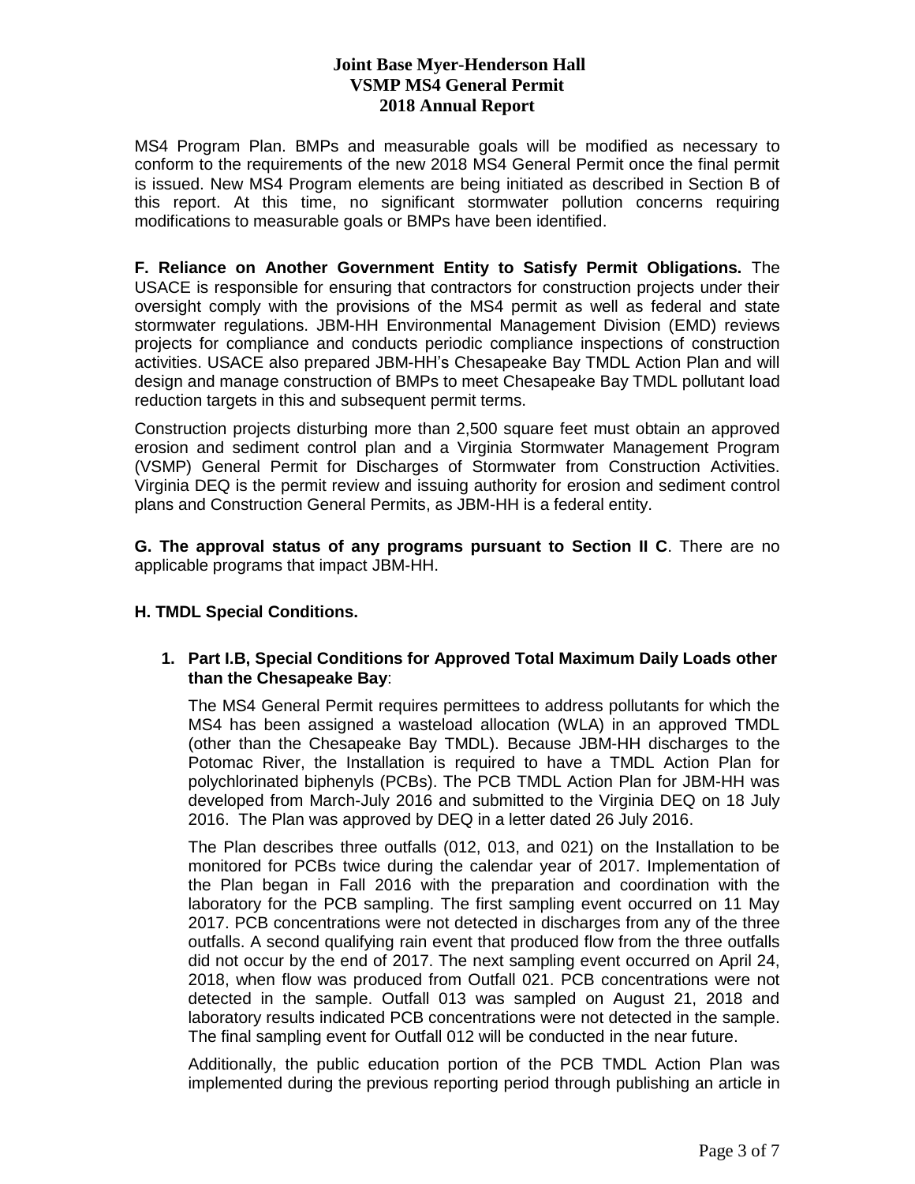MS4 Program Plan. BMPs and measurable goals will be modified as necessary to conform to the requirements of the new 2018 MS4 General Permit once the final permit is issued. New MS4 Program elements are being initiated as described in Section B of this report. At this time, no significant stormwater pollution concerns requiring modifications to measurable goals or BMPs have been identified.

**F. Reliance on Another Government Entity to Satisfy Permit Obligations.** The USACE is responsible for ensuring that contractors for construction projects under their oversight comply with the provisions of the MS4 permit as well as federal and state stormwater regulations. JBM-HH Environmental Management Division (EMD) reviews projects for compliance and conducts periodic compliance inspections of construction activities. USACE also prepared JBM-HH's Chesapeake Bay TMDL Action Plan and will design and manage construction of BMPs to meet Chesapeake Bay TMDL pollutant load reduction targets in this and subsequent permit terms.

Construction projects disturbing more than 2,500 square feet must obtain an approved erosion and sediment control plan and a Virginia Stormwater Management Program (VSMP) General Permit for Discharges of Stormwater from Construction Activities. Virginia DEQ is the permit review and issuing authority for erosion and sediment control plans and Construction General Permits, as JBM-HH is a federal entity.

**G. The approval status of any programs pursuant to Section II C**. There are no applicable programs that impact JBM-HH.

**H. TMDL Special Conditions.**

1. **Part I.B, Special Conditions for Approved Total Maximum Daily Loads other than the Chesapeake Bay**:

   The MS4 General Permit requires permittees to address pollutants for which the MS4 has been assigned a wasteload allocation (WLA) in an approved TMDL (other than the Chesapeake Bay TMDL). Because JBM-HH discharges to the Potomac River, the Installation is required to have a TMDL Action Plan for polychlorinated biphenyls (PCBs). The PCB TMDL Action Plan for JBM-HH was developed from March-July 2016 and submitted to the Virginia DEQ on 18 July 2016. The Plan was approved by DEQ in a letter dated 26 July 2016.

   The Plan describes three outfalls (012, 013, and 021) on the Installation to be monitored for PCBs twice during the calendar year of 2017. Implementation of the Plan began in Fall 2016 with the preparation and coordination with the laboratory for the PCB sampling. The first sampling event occurred on 11 May 2017. PCB concentrations were not detected in discharges from any of the three outfalls. A second qualifying rain event that produced flow from the three outfalls did not occur by the end of 2017. The next sampling event occurred on April 24, 2018, when flow was produced from Outfall 021. PCB concentrations were not detected in the sample. Outfall 013 was sampled on August 21, 2018 and laboratory results indicated PCB concentrations were not detected in the sample. The final sampling event for Outfall 012 will be conducted in the near future.

   Additionally, the public education portion of the PCB TMDL Action Plan was implemented during the previous reporting period through publishing an article in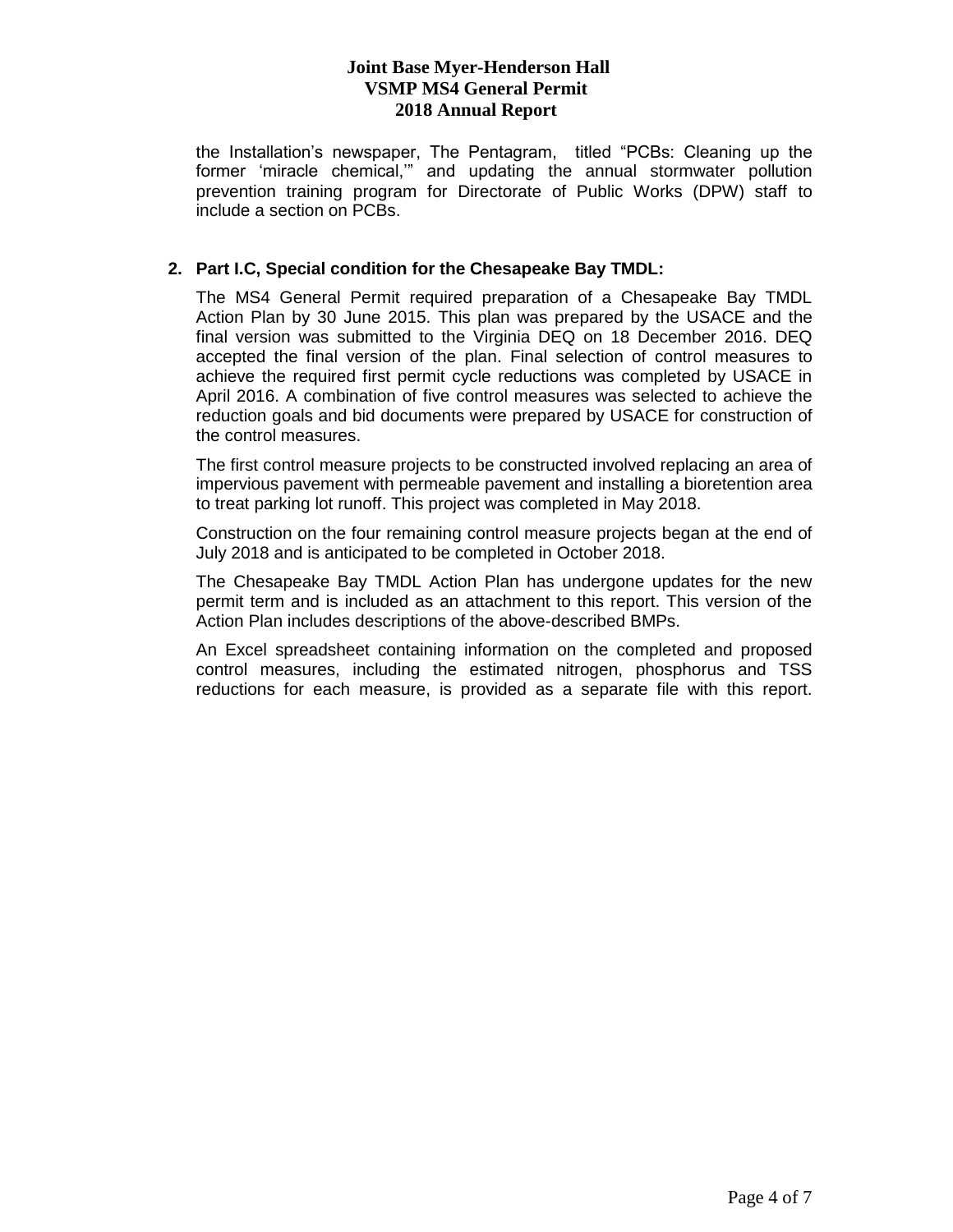the Installation's newspaper, The Pentagram, titled "PCBs: Cleaning up the former 'miracle chemical,'" and updating the annual stormwater pollution prevention training program for Directorate of Public Works (DPW) staff to include a section on PCBs.

**2. Part I.C, Special condition for the Chesapeake Bay TMDL:**

The MS4 General Permit required preparation of a Chesapeake Bay TMDL Action Plan by 30 June 2015. This plan was prepared by the USACE and the final version was submitted to the Virginia DEQ on 18 December 2016. DEQ accepted the final version of the plan. Final selection of control measures to achieve the required first permit cycle reductions was completed by USACE in April 2016. A combination of five control measures was selected to achieve the reduction goals and bid documents were prepared by USACE for construction of the control measures.

The first control measure projects to be constructed involved replacing an area of impervious pavement with permeable pavement and installing a bioretention area to treat parking lot runoff. This project was completed in May 2018.

Construction on the four remaining control measure projects began at the end of July 2018 and is anticipated to be completed in October 2018.

The Chesapeake Bay TMDL Action Plan has undergone updates for the new permit term and is included as an attachment to this report. This version of the Action Plan includes descriptions of the above-described BMPs.

An Excel spreadsheet containing information on the completed and proposed control measures, including the estimated nitrogen, phosphorus and TSS reductions for each measure, is provided as a separate file with this report.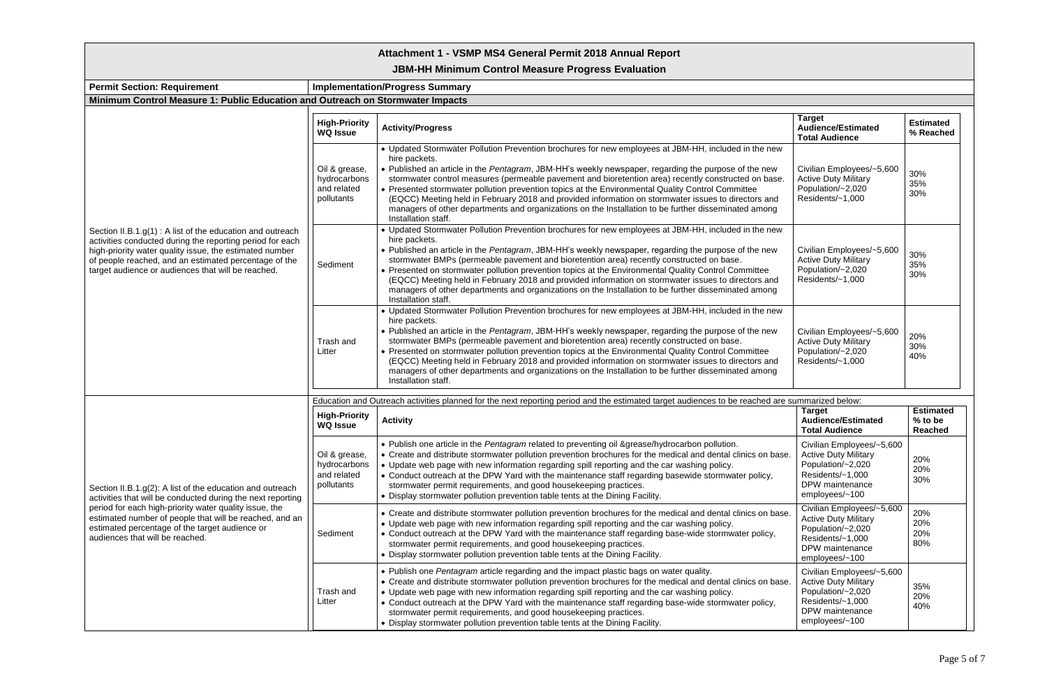# Attachment 1 - VSMP MS4 General Permit 2018 Annual Report

## JBM-HH Minimum Control Measure Progress Evaluation

| Permit Section: Requirement | Implementation/Progress Summary |
|---|---|

**Minimum Control Measure 1: Public Education and Outreach on Stormwater Impacts**

**Section II.B.1.g(1) : A list of the education and outreach activities conducted during the reporting period for each high-priority water quality issue, the estimated number of people reached, and an estimated percentage of the target audience or audiences that will be reached.**

| High-Priority WQ Issue | Activity/Progress | Target Audience/Estimated Total Audience | Estimated % Reached |
|---|---|---|---|
| Oil & grease, hydrocarbons and related pollutants | • Updated Stormwater Pollution Prevention brochures for new employees at JBM-HH, included in the new hire packets.<br>• Published an article in the *Pentagram*, JBM-HH's weekly newspaper, regarding the purpose of the new stormwater control measures (permeable pavement and bioretention area) recently constructed on base.<br>• Presented stormwater pollution prevention topics at the Environmental Quality Control Committee (EQCC) Meeting held in February 2018 and provided information on stormwater issues to directors and managers of other departments and organizations on the Installation to be further disseminated among Installation staff. | Civilian Employees/~5,600<br>Active Duty Military Population/~2,020<br>Residents/~1,000 | 30%<br>35%<br>30% |
| Sediment | • Updated Stormwater Pollution Prevention brochures for new employees at JBM-HH, included in the new hire packets.<br>• Published an article in the *Pentagram*, JBM-HH's weekly newspaper, regarding the purpose of the new stormwater BMPs (permeable pavement and bioretention area) recently constructed on base.<br>• Presented on stormwater pollution prevention topics at the Environmental Quality Control Committee (EQCC) Meeting held in February 2018 and provided information on stormwater issues to directors and managers of other departments and organizations on the Installation to be further disseminated among Installation staff. | Civilian Employees/~5,600<br>Active Duty Military Population/~2,020<br>Residents/~1,000 | 30%<br>35%<br>30% |
| Trash and Litter | • Updated Stormwater Pollution Prevention brochures for new employees at JBM-HH, included in the new hire packets.<br>• Published an article in the *Pentagram*, JBM-HH's weekly newspaper, regarding the purpose of the new stormwater BMPs (permeable pavement and bioretention area) recently constructed on base.<br>• Presented on stormwater pollution prevention topics at the Environmental Quality Control Committee (EQCC) Meeting held in February 2018 and provided information on stormwater issues to directors and managers of other departments and organizations on the Installation to be further disseminated among Installation staff. | Civilian Employees/~5,600<br>Active Duty Military Population/~2,020<br>Residents/~1,000 | 20%<br>30%<br>40% |

**Section II.B.1.g(2): A list of the education and outreach activities that will be conducted during the next reporting period for each high-priority water quality issue, the estimated number of people that will be reached, and an estimated percentage of the target audience or audiences that will be reached.**

Education and Outreach activities planned for the next reporting period and the estimated target audiences to be reached are summarized below:

| High-Priority WQ Issue | Activity | Target Audience/Estimated Total Audience | Estimated % to be Reached |
|---|---|---|---|
| Oil & grease, hydrocarbons and related pollutants | • Publish one article in the *Pentagram* related to preventing oil &grease/hydrocarbon pollution.<br>• Create and distribute stormwater pollution prevention brochures for the medical and dental clinics on base.<br>• Update web page with new information regarding spill reporting and the car washing policy.<br>• Conduct outreach at the DPW Yard with the maintenance staff regarding basewide stormwater policy, stormwater permit requirements, and good housekeeping practices.<br>• Display stormwater pollution prevention table tents at the Dining Facility. | Civilian Employees/~5,600<br>Active Duty Military Population/~2,020<br>Residents/~1,000<br>DPW maintenance employees/~100 | 20%<br>20%<br>30% |
| Sediment | • Create and distribute stormwater pollution prevention brochures for the medical and dental clinics on base.<br>• Update web page with new information regarding spill reporting and the car washing policy.<br>• Conduct outreach at the DPW Yard with the maintenance staff regarding base-wide stormwater policy, stormwater permit requirements, and good housekeeping practices.<br>• Display stormwater pollution prevention table tents at the Dining Facility. | Civilian Employees/~5,600<br>Active Duty Military Population/~2,020<br>Residents/~1,000<br>DPW maintenance employees/~100 | 20%<br>20%<br>20%<br>80% |
| Trash and Litter | • Publish one *Pentagram* article regarding and the impact plastic bags on water quality.<br>• Create and distribute stormwater pollution prevention brochures for the medical and dental clinics on base.<br>• Update web page with new information regarding spill reporting and the car washing policy.<br>• Conduct outreach at the DPW Yard with the maintenance staff regarding base-wide stormwater policy, stormwater permit requirements, and good housekeeping practices.<br>• Display stormwater pollution prevention table tents at the Dining Facility. | Civilian Employees/~5,600<br>Active Duty Military Population/~2,020<br>Residents/~1,000<br>DPW maintenance employees/~100 | 35%<br>20%<br>40% |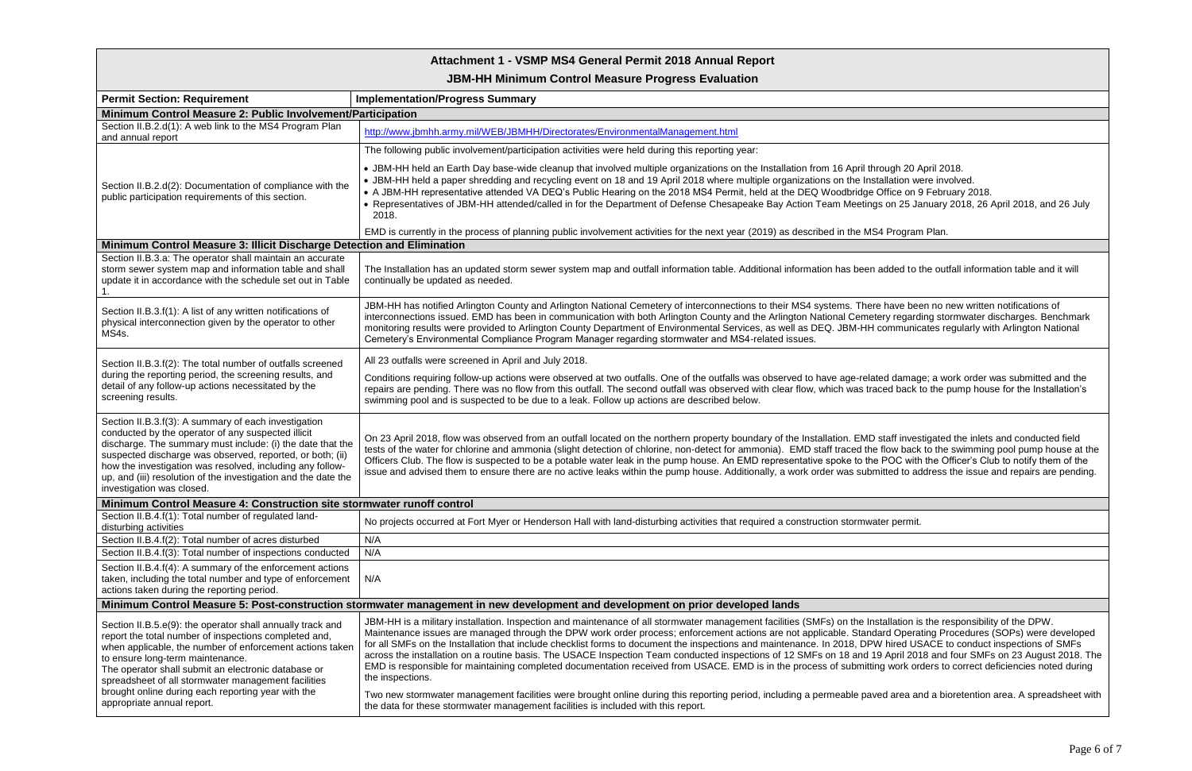# Attachment 1 - VSMP MS4 General Permit 2018 Annual Report

## JBM-HH Minimum Control Measure Progress Evaluation

| Permit Section: Requirement | Implementation/Progress Summary |
|---|---|
| **Minimum Control Measure 2: Public Involvement/Participation** | |
| Section II.B.2.d(1): A web link to the MS4 Program Plan and annual report | http://www.jbmhh.army.mil/WEB/JBMHH/Directorates/EnvironmentalManagement.html |
| Section II.B.2.d(2): Documentation of compliance with the public participation requirements of this section. | The following public involvement/participation activities were held during this reporting year:<br><br>• JBM-HH held an Earth Day base-wide cleanup that involved multiple organizations on the Installation from 16 April through 20 April 2018.<br>• JBM-HH held a paper shredding and recycling event on 18 and 19 April 2018 where multiple organizations on the Installation were involved.<br>• A JBM-HH representative attended VA DEQ's Public Hearing on the 2018 MS4 Permit, held at the DEQ Woodbridge Office on 9 February 2018.<br>• Representatives of JBM-HH attended/called in for the Department of Defense Chesapeake Bay Action Team Meetings on 25 January 2018, 26 April 2018, and 26 July 2018.<br><br>EMD is currently in the process of planning public involvement activities for the next year (2019) as described in the MS4 Program Plan. |
| **Minimum Control Measure 3: Illicit Discharge Detection and Elimination** | |
| Section II.B.3.a: The operator shall maintain an accurate storm sewer system map and information table and shall update it in accordance with the schedule set out in Table 1. | The Installation has an updated storm sewer system map and outfall information table. Additional information has been added to the outfall information table and it will continually be updated as needed. |
| Section II.B.3.f(1): A list of any written notifications of physical interconnection given by the operator to other MS4s. | JBM-HH has notified Arlington County and Arlington National Cemetery of interconnections to their MS4 systems. There have been no new written notifications of interconnections issued. EMD has been in communication with both Arlington County and the Arlington National Cemetery regarding stormwater discharges. Benchmark monitoring results were provided to Arlington County Department of Environmental Services, as well as DEQ. JBM-HH communicates regularly with Arlington National Cemetery's Environmental Compliance Program Manager regarding stormwater and MS4-related issues. |
| Section II.B.3.f(2): The total number of outfalls screened during the reporting period, the screening results, and detail of any follow-up actions necessitated by the screening results. | All 23 outfalls were screened in April and July 2018.<br><br>Conditions requiring follow-up actions were observed at two outfalls. One of the outfalls was observed to have age-related damage; a work order was submitted and the repairs are pending. There was no flow from this outfall. The second outfall was observed with clear flow, which was traced back to the pump house for the Installation's swimming pool and is suspected to be due to a leak. Follow up actions are described below. |
| Section II.B.3.f(3): A summary of each investigation conducted by the operator of any suspected illicit discharge. The summary must include: (i) the date that the suspected discharge was observed, reported, or both; (ii) how the investigation was resolved, including any follow-up, and (iii) resolution of the investigation and the date the investigation was closed. | On 23 April 2018, flow was observed from an outfall located on the northern property boundary of the Installation. EMD staff investigated the inlets and conducted field tests of the water for chlorine and ammonia (slight detection of chlorine, non-detect for ammonia). EMD staff traced the flow back to the swimming pool pump house at the Officers Club. The flow is suspected to be a potable water leak in the pump house. An EMD representative spoke to the POC with the Officer's Club to notify them of the issue and advised them to ensure there are no active leaks within the pump house. Additionally, a work order was submitted to address the issue and repairs are pending. |
| **Minimum Control Measure 4: Construction site stormwater runoff control** | |
| Section II.B.4.f(1): Total number of regulated land-disturbing activities | No projects occurred at Fort Myer or Henderson Hall with land-disturbing activities that required a construction stormwater permit. |
| Section II.B.4.f(2): Total number of acres disturbed | N/A |
| Section II.B.4.f(3): Total number of inspections conducted | N/A |
| Section II.B.4.f(4): A summary of the enforcement actions taken, including the total number and type of enforcement actions taken during the reporting period. | N/A |
| **Minimum Control Measure 5: Post-construction stormwater management in new development and development on prior developed lands** | |
| Section II.B.5.e(9): the operator shall annually track and report the total number of inspections completed and, when applicable, the number of enforcement actions taken to ensure long-term maintenance.<br>The operator shall submit an electronic database or spreadsheet of all stormwater management facilities brought online during each reporting year with the appropriate annual report. | JBM-HH is a military installation. Inspection and maintenance of all stormwater management facilities (SMFs) on the Installation is the responsibility of the DPW. Maintenance issues are managed through the DPW work order process; enforcement actions are not applicable. Standard Operating Procedures (SOPs) were developed for all SMFs on the Installation that include checklist forms to document the inspections and maintenance. In 2018, DPW hired USACE to conduct inspections of SMFs across the installation on a routine basis. The USACE Inspection Team conducted inspections of 12 SMFs on 18 and 19 April 2018 and four SMFs on 23 August 2018. The EMD is responsible for maintaining completed documentation received from USACE. EMD is in the process of submitting work orders to correct deficiencies noted during the inspections.<br><br>Two new stormwater management facilities were brought online during this reporting period, including a permeable paved area and a bioretention area. A spreadsheet with the data for these stormwater management facilities is included with this report. |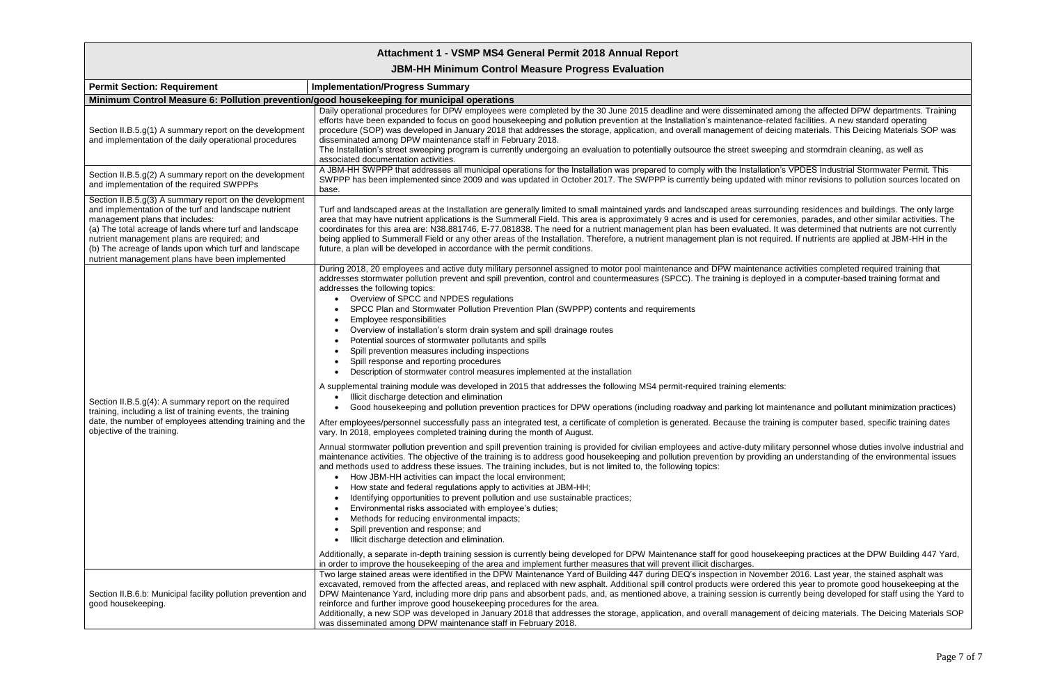# Attachment 1 - VSMP MS4 General Permit 2018 Annual Report

## JBM-HH Minimum Control Measure Progress Evaluation

| Permit Section: Requirement | Implementation/Progress Summary |
|---|---|
| **Minimum Control Measure 6: Pollution prevention/good housekeeping for municipal operations** | |
| Section II.B.5.g(1) A summary report on the development and implementation of the daily operational procedures | Daily operational procedures for DPW employees were completed by the 30 June 2015 deadline and were disseminated among the affected DPW departments. Training efforts have been expanded to focus on good housekeeping and pollution prevention at the Installation's maintenance-related facilities. A new standard operating procedure (SOP) was developed in January 2018 that addresses the storage, application, and overall management of deicing materials. This Deicing Materials SOP was disseminated among DPW maintenance staff in February 2018.<br>The Installation's street sweeping program is currently undergoing an evaluation to potentially outsource the street sweeping and stormdrain cleaning, as well as associated documentation activities. |
| Section II.B.5.g(2) A summary report on the development and implementation of the required SWPPPs | A JBM-HH SWPPP that addresses all municipal operations for the Installation was prepared to comply with the Installation's VPDES Industrial Stormwater Permit. This SWPPP has been implemented since 2009 and was updated in October 2017. The SWPPP is currently being updated with minor revisions to pollution sources located on base. |
| Section II.B.5.g(3) A summary report on the development and implementation of the turf and landscape nutrient management plans that includes:<br>(a) The total acreage of lands where turf and landscape nutrient management plans are required; and<br>(b) The acreage of lands upon which turf and landscape nutrient management plans have been implemented | Turf and landscaped areas at the Installation are generally limited to small maintained yards and landscaped areas surrounding residences and buildings. The only large area that may have nutrient applications is the Summerall Field. This area is approximately 9 acres and is used for ceremonies, parades, and other similar activities. The coordinates for this area are: N38.881746, E-77.081838. The need for a nutrient management plan has been evaluated. It was determined that nutrients are not currently being applied to Summerall Field or any other areas of the Installation. Therefore, a nutrient management plan is not required. If nutrients are applied at JBM-HH in the future, a plan will be developed in accordance with the permit conditions. |
| Section II.B.5.g(4): A summary report on the required training, including a list of training events, the training date, the number of employees attending training and the objective of the training. | During 2018, 20 employees and active duty military personnel assigned to motor pool maintenance and DPW maintenance activities completed required training that addresses stormwater pollution prevent and spill prevention, control and countermeasures (SPCC). The training is deployed in a computer-based training format and addresses the following topics:<br>• Overview of SPCC and NPDES regulations<br>• SPCC Plan and Stormwater Pollution Prevention Plan (SWPPP) contents and requirements<br>• Employee responsibilities<br>• Overview of installation's storm drain system and spill drainage routes<br>• Potential sources of stormwater pollutants and spills<br>• Spill prevention measures including inspections<br>• Spill response and reporting procedures<br>• Description of stormwater control measures implemented at the installation<br><br>A supplemental training module was developed in 2015 that addresses the following MS4 permit-required training elements:<br>• Illicit discharge detection and elimination<br>• Good housekeeping and pollution prevention practices for DPW operations (including roadway and parking lot maintenance and pollutant minimization practices)<br><br>After employees/personnel successfully pass an integrated test, a certificate of completion is generated. Because the training is computer based, specific training dates vary. In 2018, employees completed training during the month of August.<br><br>Annual stormwater pollution prevention and spill prevention training is provided for civilian employees and active-duty military personnel whose duties involve industrial and maintenance activities. The objective of the training is to address good housekeeping and pollution prevention by providing an understanding of the environmental issues and methods used to address these issues. The training includes, but is not limited to, the following topics:<br>• How JBM-HH activities can impact the local environment;<br>• How state and federal regulations apply to activities at JBM-HH;<br>• Identifying opportunities to prevent pollution and use sustainable practices;<br>• Environmental risks associated with employee's duties;<br>• Methods for reducing environmental impacts;<br>• Spill prevention and response; and<br>• Illicit discharge detection and elimination.<br><br>Additionally, a separate in-depth training session is currently being developed for DPW Maintenance staff for good housekeeping practices at the DPW Building 447 Yard, in order to improve the housekeeping of the area and implement further measures that will prevent illicit discharges. |
| Section II.B.6.b: Municipal facility pollution prevention and good housekeeping. | Two large stained areas were identified in the DPW Maintenance Yard of Building 447 during DEQ's inspection in November 2016. Last year, the stained asphalt was excavated, removed from the affected areas, and replaced with new asphalt. Additional spill control products were ordered this year to promote good housekeeping at the DPW Maintenance Yard, including more drip pans and absorbent pads, and, as mentioned above, a training session is currently being developed for staff using the Yard to reinforce and further improve good housekeeping procedures for the area.<br>Additionally, a new SOP was developed in January 2018 that addresses the storage, application, and overall management of deicing materials. The Deicing Materials SOP was disseminated among DPW maintenance staff in February 2018. |